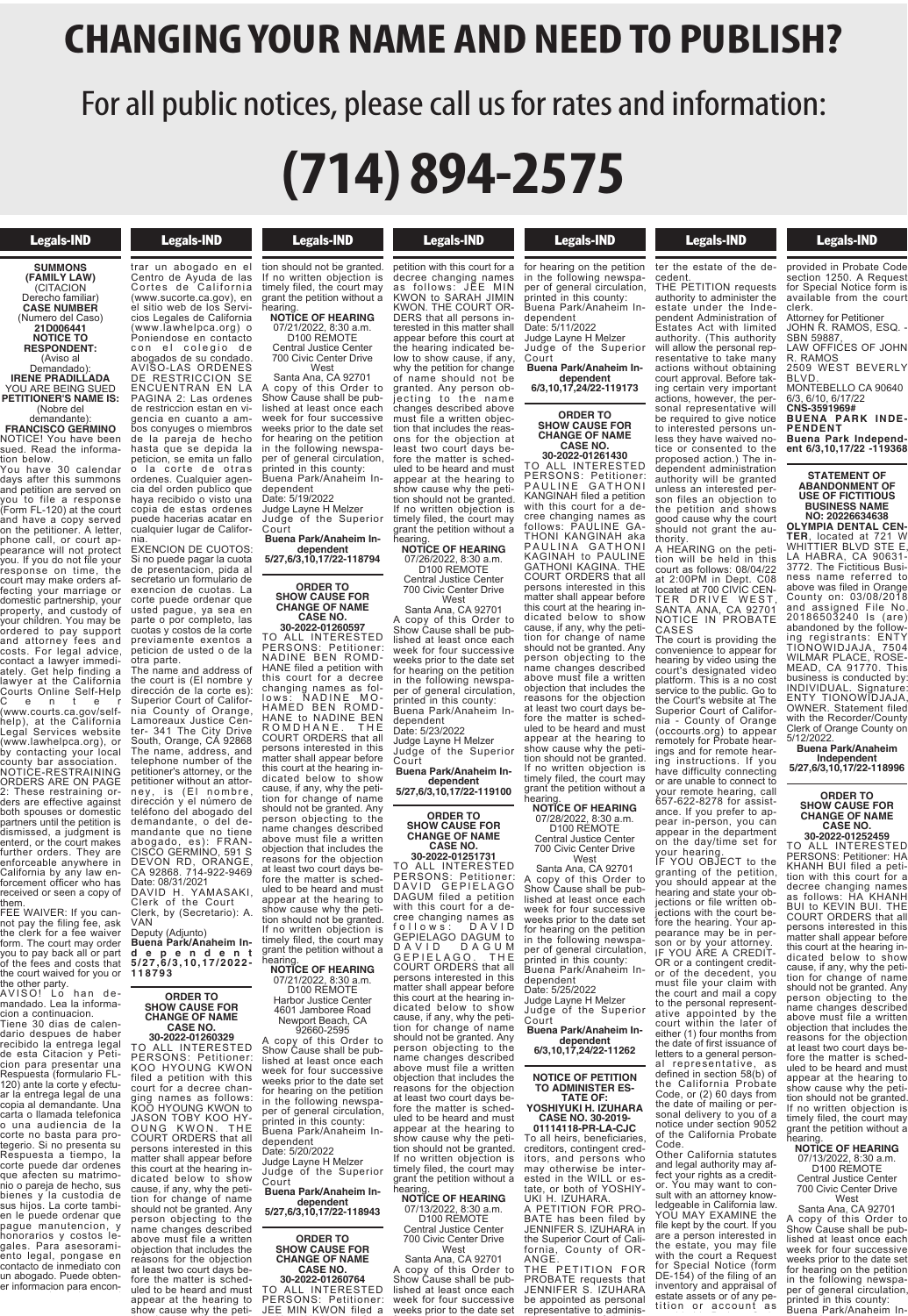# CHANGING YOUR NAME AND NEED TO PUBLISH?

## For all public notices, please call us for rates and information:

# (714) 894-2575

**Legals-IND**

**SUMMONS (FAMILY LAW)**
(CITACION Derecho familiar)
**CASE NUMBER**
(Numero del Caso)
**21D006441**
**NOTICE TO RESPONDENT:**
(Aviso al Demandado):
**IRENE PRADILLADA**
YOU ARE BEING SUED
**PETITIONER'S NAME IS:**
(Nobre del demandante):
**FRANCISCO GERMINO**

NOTICE! You have been sued. Read the information below.

You have 30 calendar days after this summons and petition are served on you to file a response (Form FL-120) at the court and have a copy served on the petitioner. A letter, phone call, or court appearance will not protect you. If you do not file your response on time, the court may make orders affecting your marriage or domestic partnership, your property, and custody of your children. You may be ordered to pay support and attorney fees and costs. For legal advice, contact a lawyer immediately. Get help finding a lawyer at the California Courts Online Self-Help Center (www.courts.ca.gov/self-help), at the California Legal Services website (www.lawhelpca.org), or by contacting your local county bar association.

NOTICE-RESTRAINING ORDERS ARE ON PAGE 2: These restraining orders are effective against both spouses or domestic partners until the petition is dismissed, a judgment is enterd, or the court makes further orders. They are enforceable anywhere in California by any law enforcement officer who has received or seen a copy of them.

FEE WAIVER: If you cannot pay the filing fee, ask the clerk for a fee waiver form. The court may order you to pay back all or part of the fees and costs that the court waived for you or the other party.

AVISO! Lo han demandado. Lea la informacion a continuacion.

Tiene 30 dias de calendario despues de haber recibido la entrega legal de esta Citacion y Peticion para presentar una Respuesta (formulario FL-120) ante la corte y efectuar la entrega legal de una copia al demandante. Una carta o llamada telefonica o una audiencia de la corte no basta para protegerio. Si no presenta su Respuesta a tiempo, la corte puede dar ordenes que afecten su matrimonio o pareja de hecho, sus bienes y la custodia de sus hijos. La corte tambien le puede ordenar que pague manutencion, y honorarios y costos legales. Para asesoramiento legal, pongase en contacto de inmediato con un abogado. Puede obtener informacion para encontrar un abogado en el Centro de Ayuda de las Cortes de California (www.sucorte.ca.gov), en el sitio web de los Servicios Legales de California (www.lawhelpca.org) o Poniendose en contacto con el colegio de abogados de su condado.

AVISO-LAS ORDENES DE RESTRICCION SE ENCUENTRAN EN LA PAGINA 2: Las ordenes de restriccion estan en vigencia en cuanto a ambos conyuges o miembros de la pareja de hecho hasta que se depida la peticion, se emita un fallo o la corte da otras ordenes. Cualquer agencia del orden publico que haya recibido o visto una copia de estas ordenes puede hacerias acatar en cualquier lugar de California.

EXENCION DE CUOTOS: Si no puede pagar la cuota de presentacion, pida al secretario un formulario de exencion de cuotas. La corte puede ordenar que usted pague, ya sea en parte o por completo, las cuotas y costos de la corte previamente exentos a peticion de usted o de la otra parte.

The name and address of the court is (El nombre y dirección de la corte es): Superior Court of California County of Orange, Lamoreaux Justice Center- 341 The City Drive South, Orange, CA 92868

The name, address, and telephone number of the petitioner's attorney, or the petitioner without an attorney, is (El nombre, dirección y el número de teléfono del abogado del demandante, o del demandante que no tiene abogado, es): FRANCISCO GERMINO, 591 S DEVON RD, ORANGE, CA 92868. 714-922-9469

Date: 08/31/2021
DAVID H. YAMASAKI, Clerk of the Court
Clerk, by (Secretario): A. VAN
Deputy (Adjunto)
**Buena Park/Anaheim Independent 5/27,6/3,10,17/22-118793**

**ORDER TO SHOW CAUSE FOR CHANGE OF NAME CASE NO. 30-2022-01260329**

TO ALL INTERESTED PERSONS: Petitioner: KOO HYOUNG KWON filed a petition with this court for a decree changing names as follows: KOO HYOUNG KWON to JASON TOBY KOO HYOUNG KWON. THE COURT ORDERS that all persons interested in this matter shall appear before this court at the hearing indicated below to show cause, if any, why the petition for change of name should not be granted. Any person objecting to the name changes described above must file a written objection that includes the reasons for the objection at least two court days before the matter is scheduled to be heard and must appear at the hearing to show cause why the petition should not be granted. If no written objection is timely filed, the court may grant the petition without a hearing.

**NOTICE OF HEARING**
07/21/2022, 8:30 a.m.
D100 REMOTE
Central Justice Center
700 Civic Center Drive West
Santa Ana, CA 92701

A copy of this Order to Show Cause shall be published at least once each week for four successive weeks prior to the date set for hearing on the petition in the following newspaper of general circulation, printed in this county: Buena Park/Anaheim Independent
Date: 5/19/2022
Judge Layne H Melzer
Judge of the Superior Court
**Buena Park/Anaheim Independent 5/27,6/3,10,17/22-118794**

**ORDER TO SHOW CAUSE FOR CHANGE OF NAME CASE NO. 30-2022-01260597**

TO ALL INTERESTED PERSONS: Petitioner: NADINE BEN ROMDHANE filed a petition with this court for a decree changing names as follows: NADINE MOHAMED BEN ROMDHANE to NADINE BEN ROMDHANE. THE COURT ORDERS that all persons interested in this matter shall appear before this court at the hearing indicated below to show cause, if any, why the petition for change of name should not be granted. Any person objecting to the name changes described above must file a written objection that includes the reasons for the objection at least two court days before the matter is scheduled to be heard and must appear at the hearing to show cause why the petition should not be granted. If no written objection is timely filed, the court may grant the petition without a hearing.

**NOTICE OF HEARING**
07/21/2022, 8:30 a.m.
D100 REMOTE
Harbor Justice Center
4601 Jamboree Road
Newport Beach, CA 92660-2595

A copy of this Order to Show Cause shall be published at least once each week for four successive weeks prior to the date set for hearing on the petition in the following newspaper of general circulation, printed in this county: Buena Park/Anaheim Independent
Date: 5/20/2022
Judge Layne H Melzer
Judge of the Superior Court
**Buena Park/Anaheim Independent 5/27,6/3,10,17/22-118943**

**ORDER TO SHOW CAUSE FOR CHANGE OF NAME CASE NO. 30-2022-01260764**

TO ALL INTERESTED PERSONS: Petitioner: JEE MIN KWON filed a petition with this court for a decree changing names as follows: JEE MIN KWON to SARAH JIMIN KWON. THE COURT ORDERS that all persons interested in this matter shall appear before this court at the hearing indicated below to show cause, if any, why the petition for change of name should not be granted. Any person objecting to the name changes described above must file a written objection that includes the reasons for the objection at least two court days before the matter is scheduled to be heard and must appear at the hearing to show cause why the petition should not be granted. If no written objection is timely filed, the court may grant the petition without a hearing.

**NOTICE OF HEARING**
07/26/2022, 8:30 a.m.
D100 REMOTE
Central Justice Center
700 Civic Center Drive West
Santa Ana, CA 92701

A copy of this Order to Show Cause shall be published at least once each week for four successive weeks prior to the date set for hearing on the petition in the following newspaper of general circulation, printed in this county: Buena Park/Anaheim Independent
Date: 5/23/2022
Judge Layne H Melzer
Judge of the Superior Court
**Buena Park/Anaheim Independent 5/27,6/3,10,17/22-119100**

**ORDER TO SHOW CAUSE FOR CHANGE OF NAME CASE NO. 30-2022-01251731**

TO ALL INTERESTED PERSONS: Petitioner: DAVID GEPIELAGO DAGUM filed a petition with this court for a decree changing names as follows: DAVID GEPIELAGO DAGUM to DAVID DAGUM GEPIELAGO. THE COURT ORDERS that all persons interested in this matter shall appear before this court at the hearing indicated below to show cause, if any, why the petition for change of name should not be granted. Any person objecting to the name changes described above must file a written objection that includes the reasons for the objection at least two court days before the matter is scheduled to be heard and must appear at the hearing to show cause why the petition should not be granted. If no written objection is timely filed, the court may grant the petition without a hearing.

**NOTICE OF HEARING**
07/13/2022, 8:30 a.m.
D100 REMOTE
Central Justice Center
700 Civic Center Drive West
Santa Ana, CA 92701

A copy of this Order to Show Cause shall be published at least once each week for four successive weeks prior to the date set for hearing on the petition in the following newspaper of general circulation, printed in this county: Buena Park/Anaheim Independent
Date: 5/11/2022
Judge Layne H Melzer
Judge of the Superior Court
**Buena Park/Anaheim Independent 6/3,10,17,24/22-119173**

**ORDER TO SHOW CAUSE FOR CHANGE OF NAME CASE NO. 30-2022-01261430**

TO ALL INTERESTED PERSONS: Petitioner: PAULINE GATHONI KANGINAH filed a petition with this court for a decree changing names as follows: PAULINE GATHONI KANGINAH aka PAULINA GATHONI KAGINAH to PAULINE GATHONI KAGINA. THE COURT ORDERS that all persons interested in this matter shall appear before this court at the hearing indicated below to show cause, if any, why the petition for change of name should not be granted. Any person objecting to the name changes described above must file a written objection that includes the reasons for the objection at least two court days before the matter is scheduled to be heard and must appear at the hearing to show cause why the petition should not be granted. If no written objection is timely filed, the court may grant the petition without a hearing.

**NOTICE OF HEARING**
07/28/2022, 8:30 a.m.
D100 REMOTE
Central Justice Center
700 Civic Center Drive West
Santa Ana, CA 92701

A copy of this Order to Show Cause shall be published at least once each week for four successive weeks prior to the date set for hearing on the petition in the following newspaper of general circulation, printed in this county: Buena Park/Anaheim Independent
Date: 5/25/2022
Judge Layne H Melzer
Judge of the Superior Court
**Buena Park/Anaheim Independent 6/3,10,17,24/22-11262**

**NOTICE OF PETITION TO ADMINISTER ESTATE OF: YOSHIYUKI H. IZUHARA CASE NO. 30-2019-01114118-PR-LA-CJC**

To all heirs, beneficiaries, creditors, contingent creditors, and persons who may otherwise be interested in the WILL or estate, or both of YOSHIYUKI H. IZUHARA.

A PETITION FOR PROBATE has been filed by JENNIFER S. IZUHARA in the Superior Court of California, County of ORANGE.

THE PETITION FOR PROBATE requests that JENNIFER S. IZUHARA be appointed as personal representative to administer the estate of the decedent.

THE PETITION requests authority to administer the estate under the Independent Administration of Estates Act with limited authority. (This authority will allow the personal representative to take many actions without obtaining court approval. Before taking certain very important actions, however, the personal representative will be required to give notice to interested persons unless they have waived notice or consented to the proposed action.) The independent administration authority will be granted unless an interested person files an objection to the petition and shows good cause why the court should not grant the authority.

A HEARING on the petition will be held in this court as follows: 08/04/22 at 2:00PM in Dept. C08 located at 700 CIVIC CENTER DRIVE WEST, SANTA ANA, CA 92701

NOTICE IN PROBATE CASES

The court is providing the convenience to appear for hearing by video using the court's designated video platform. This is a no cost service to the public. Go to the Court's website at The Superior Court of California - County of Orange (occourts.org) to appear remotely for Probate hearings and for remote hearing instructions. If you have difficulty connecting or are unable to connect to your remote hearing, call 657-622-8278 for assistance. If you prefer to appear in-person, you can appear in the department on the day/time set for your hearing.

IF YOU OBJECT to the granting of the petition, you should appear at the hearing and state your objections or file written objections with the court before the hearing. Your appearance may be in person or by your attorney.

IF YOU ARE A CREDITOR or a contingent creditor of the decedent, you must file your claim with the court and mail a copy to the personal representative appointed by the court within the later of either (1) four months from the date of first issuance of letters to a general personal representative, as defined in section 58(b) of the California Probate Code, or (2) 60 days from the date of mailing or personal delivery to you of a notice under section 9052 of the California Probate Code.

Other California statutes and legal authority may affect your rights as a creditor. You may want to consult with an attorney knowledgeable in California law.

YOU MAY EXAMINE the file kept by the court. If you are a person interested in the estate, you may file with the court a Request for Special Notice (form DE-154) of the filing of an inventory and appraisal of estate assets or of any petition or account as provided in Probate Code section 1250. A Request for Special Notice form is available from the court clerk.

Attorney for Petitioner
JOHN R. RAMOS, ESQ. - SBN 59887,
LAW OFFICES OF JOHN R. RAMOS
2509 WEST BEVERLY BLVD.
MONTEBELLO CA 90640
6/3, 6/10, 6/17/22
**CNS-3591969#**
**BUENA PARK INDEPENDENT**
**Buena Park Independent 6/3,10,17/22 -119368**

**STATEMENT OF ABANDONMENT OF USE OF FICTITIOUS BUSINESS NAME NO: 20226634638**

**OLYMPIA DENTAL CENTER**, located at 721 W WHITTIER BLVD STE E, LA HABRA, CA 90631-3772. The Fictitious Business name referred to above was filed in Orange County on: 03/08/2018 and assigned File No. 20186503240 Is (are) abandoned by the following registrants: ENTY TIONOWIDJAJA, 7504 WILMAR PLACE, ROSEMEAD, CA 91770. This business is conducted by: INDIVIDUAL. Signature: ENTY TIONOWIDJAJA, OWNER. Statement filed with the Recorder/County Clerk of Orange County on 5/12/2022.
**Buena Park/Anaheim Independent 5/27,6/3,10,17/22-118996**

**ORDER TO SHOW CAUSE FOR CHANGE OF NAME CASE NO. 30-2022-01252459**

TO ALL INTERESTED PERSONS: Petitioner: HA KHANH BUI filed a petition with this court for a decree changing names as follows: HA KHANH BUI to KEVIN BUI. THE COURT ORDERS that all persons interested in this matter shall appear before this court at the hearing indicated below to show cause, if any, why the petition for change of name should not be granted. Any person objecting to the name changes described above must file a written objection that includes the reasons for the objection at least two court days before the matter is scheduled to be heard and must appear at the hearing to show cause why the petition should not be granted. If no written objection is timely filed, the court may grant the petition without a hearing.

**NOTICE OF HEARING**
07/13/2022, 8:30 a.m.
D100 REMOTE
Central Justice Center
700 Civic Center Drive West
Santa Ana, CA 92701

A copy of this Order to Show Cause shall be published at least once each week for four successive weeks prior to the date set for hearing on the petition in the following newspaper of general circulation, printed in this county: Buena Park/Anaheim In-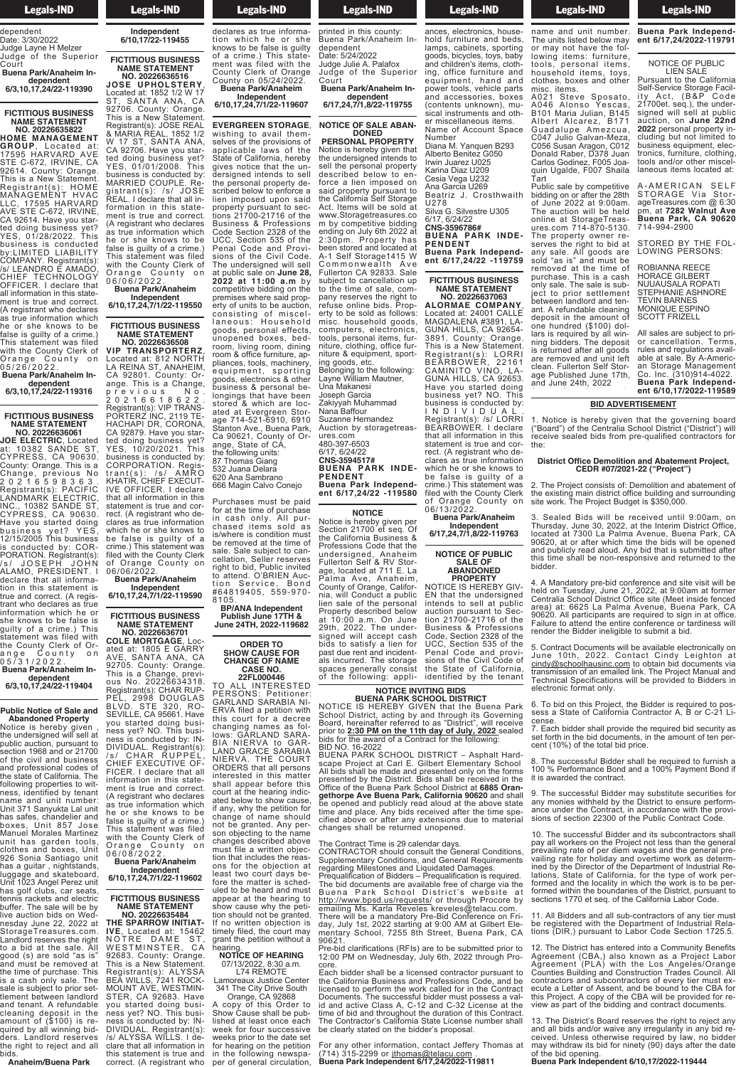dependent
Date: 3/30/2022
Judge Layne H Melzer
Judge of the Superior Court
**Buena Park/Anaheim Independent 6/3,10,17,24/22-119390**

**FICTITIOUS BUSINESS NAME STATEMENT NO. 20226635822**
**HOME MANAGEMENT GROUP**, Located at: 17595 HARVARD AVE STE C-672, IRVINE, CA 92614. County: Orange. This is a New Statement. Registrant(s): HOME MANAGEMENT HVAC LLC, 17595 HARVARD AVE STE C-672, IRVINE, CA 92614. Have you started doing business yet? YES, 01/28/2022. This business is conducted by:LIMITED LIABILITY COMPANY. Registrant(s): /s/ LEANDRO E AMADO, CHIEF TECHNOLOGY OFFICER. I declare that all information in this statement is true and correct. (A registrant who declares as true information which he or she knows to be false is guilty of a crime.) This statement was filed with the County Clerk of Orange County on 05/26/2022.
**Buena Park/Anaheim Independent 6/3,10,17,24/22-119316**

**FICTITIOUS BUSINESS NAME STATEMENT NO. 20226636061**
**JOE ELECTRIC**, Located at: 10382 SANDE ST, CYPRESS, CA 90630. County: Orange. This is a Change, previous No 20216598363. Registrant(s): PACIFIC LANDMARK ELECTRIC, INC., 10382 SANDE ST, CYPRESS, CA 90630. Have you started doing business yet? YES, 12/15/2005 This business is conducted by: CORPORATION. Registrant(s): /s/ JOSEPH JOHN ALAMO, PRESIDENT. I declare that all information in this statement is true and correct. (A registrant who declares as true information which he or she knows to be false is guilty of a crime.) This statement was filed with the County Clerk of Orange County on 05/31/2022.
**Buena Park/Anaheim Independent 6/3,10,17,24/22-119404**

**Public Notice of Sale and Abandoned Property**
Notice is hereby given, the undersigned will sell at public auction, pursuant to section 1968 and or 21700 of the civil and business and professional codes of the state of California. The following properties to witness, identified by tenant name and unit number: Unit 371 Sanyukta Lal unit has safes, chandelier and boxes, Unit 857 Jose Manuel Morales Martinez unit has garden tools, clothes and boxes, Unit 926 Sonia Santiago unit has a guitar, nightstands, luggage and skateboard, Unit 1023 Angel Perez unit has golf clubs, car seats, tennis rackets and electric buffer. The sale will be by live auction bids on Wednesday June 22, 2022 at StorageTreasures.com. Landlord reserves the right to a bid at the sale. All good (s) are sold "as is" and must be removed at the time of purchase. This is a cash only sale. The sale is subject to prior settlement between landlord and tenant. A refundable cleaning deposit in the amount of ($100) is required by all winning bidders. Landlord reserves the right to reject and all bids.
**Anaheim/Buena Park Independent 6/10,17/22-119455**

**FICTITIOUS BUSINESS NAME STATEMENT NO. 20226636516**
**JOSE UPHOLSTERY**, Located at: 1852 1/2 W 17 ST, SANTA ANA, CA 92706. County: Orange. This is a New Statement. Registrant(s): JOSE REAL & MARIA REAL, 1852 1/2 W 17 ST, SANTA ANA, CA 92706. Have you started doing business yet? YES, 01/01/2008. This business is conducted by: MARRIED COUPLE. Registrant(s): /s/ JOSE REAL. I declare that all information in this statement is true and correct. (A registrant who declares as true information which he or she knows to be false is guilty of a crime.) This statement was filed with the County Clerk of Orange County on 06/06/2022.
**Buena Park/Anaheim Independent 6/10,17,24,7/1/22-119550**

**FICTITIOUS BUSINESS NAME STATEMENT NO. 20226636508**
**VIP TRANSPORTERZ**, Located at: 812 NORTH LA REINA ST, ANAHEIM, CA 92801. County: Orange. This is a Change, previous No. 20216618622. Registrant(s): VIP TRANSPORTERZ INC, 2119 TEHACHAPI DR, CORONA, CA 92879. Have you started doing business yet? YES, 10/20/2021. This business is conducted by: CORPORATION. Registrant(s): /s/ AMRO KHATIR, CHIEF EXECUTIVE OFFICER. I declare that all information in this statement is true and correct. (A registrant who declares as true information which he or she knows to be false is guilty of a crime.) This statement was filed with the County Clerk of Orange County on 06/06/2022.
**Buena Park/Anaheim Independent 6/10,17,24,7/1/22-119590**

**FICTITIOUS BUSINESS NAME STATEMENT NO. 20226636701**
**COLE MORTGAGE**, Located at: 1805 E GARRY AVE, SANTA ANA, CA 92705. County: Orange. This is a Change, previous No. 20226634318. Registrant(s): CHAR RUPPEL, 2998 DOUGLAS BLVD. STE 320, ROSEVILLE, CA 95661. Have you started doing business yet? NO. This business is conducted by: INDIVIDUAL. Registrant(s): /s/ CHAR RUPPEL, CHIEF EXECUTIVE OFFICER. I declare that all information in this statement is true and correct. (A registrant who declares as true information which he or she knows to be false is guilty of a crime.) This statement was filed with the County Clerk of Orange County on 06/08/2022.
**Buena Park/Anaheim Independent 6/10,17,24,7/1/22-119602**

**FICTITIOUS BUSINESS NAME STATEMENT NO. 20226635484**
**THE SPARROW INITIATIVE**, Located at: 15462 NOTRE DAME ST, WESTMINSTER, CA 92683. County: Orange. This is a New Statement. Registrant(s): ALYSSA BEA WILLS, 7241 ROCKMOUNT AVE, WESTMINSTER, CA 92683. Have you started doing business yet? NO. This business is conducted by: INDIVIDUAL. Registrant(s): /s/ ALYSSA WILLS. I declare that all information in this statement is true and correct. (A registrant who declares as true information which he or she knows to be false is guilty of a crime.) This statement was filed with the County Clerk of Orange County on 05/24/2022.
**Buena Park/Anaheim Independent 6/10,17,24,7/1/22-119607**

**EVERGREEN STORAGE**, wishing to avail themselves of the provisions of applicable laws of the State of California, hereby gives notice that the undersigned intends to sell the personal property described below to enforce a lien imposed upon said property pursuant to sections 21700-21716 of the Business & Professions Code Section 2328 of the UCC, Section 535 of the Penal Code and Provisions of the Civil Code. The undersigned will sell at public sale on **June 28, 2022 at 11:00 a.m** by competitive bidding on the premises where said property of units to be auction, consisting of miscellaneous: Household goods, personal effects, unopened boxes, bedroom, living room, dining room & office furniture, appliances, tools, machinery, equipment, sporting goods, electronics & other business & personal belongings that have been stored & which are located at Evergreen Storage 714-521-6910, 6910 Stanton Ave., Buena Park, Ca 90621, County of Orange, State of CA, the following units:
87 Thomas Giang
532 Juana Delara
620 Ana Sambrano
666 Magin Calvo Conejo

Purchases must be paid for at the time of purchase in cash only. All purchased items sold as is/where is condition must be removed at the time of sale. Sale subject to cancellation, Seller reserves right to bid, Public invited to attend. O'BRIEN Auction Service, Bond #64819405, 559-970-8105.
**BP/ANA Independent Publish June 17th & June 24TH, 2022-119682**

**ORDER TO SHOW CAUSE FOR CHANGE OF NAME CASE NO. 22FL000446**
TO ALL INTERESTED PERSONS: Petitioner: GARLAND SARABIA NIERVA filed a petition with this court for a decree changing names as follows: GARLAND SARABIA NIERVA to GARLAND GRACE SARABIA NIERVA. THE COURT ORDERS that all persons interested in this matter shall appear before this court at the hearing indicated below to show cause, if any, why the petition for change of name should not be granted. Any person objecting to the name changes described above must file a written objection that includes the reasons for the objection at least two court days before the matter is scheduled to be heard and must appear at the hearing to show cause why the petition should not be granted. If no written objection is timely filed, the court may grant the petition without a hearing.
**NOTICE OF HEARING**
07/13/2022, 8:30 a.m.
L74 REMOTE
Lamoreaux Justice Center
341 The City Drive South
Orange, CA 92868
A copy of this Order to Show Cause shall be published at least once each week for four successive weeks prior to the date set for hearing on the petition in the following newspaper of general circulation, printed in this county: Buena Park/Anaheim Independent
Date: 5/24/2022
Judge Julie A. Palafox
Judge of the Superior Court
**Buena Park/Anaheim Independent 6/17,24,7/1,8/22-119755**

**NOTICE OF SALE ABANDONED PERSONAL PROPERTY**
Notice is hereby given that the undersigned intends to sell the personal property described below to enforce a lien imposed on said property pursuant to the California Self Storage Act. Items will be sold at www.Storagetreasures.com by competitive bidding ending on July 6th 2022 at 2:30pm. Property has been stored and located at A-1 Self Storage1415 W Commonwealth Ave Fullerton CA 92833. Sale subject to cancellation up to the time of sale, company reserves the right to refuse online bids. Property to be sold as follows: misc. household goods, computers, electronics, tools, personal items, furniture, clothing, office furniture & equipment, sporting goods, etc.
Belonging to the following:
Layne William Mautner,
Una Makanesi
Joseph Garcia
Zakiyyah Muhammad
Nana Baffour
Suzanne Hernandez
Auction by storagetreasures.com
480-397-6503
6/17, 6/24/22
**CNS-3594517#**
**BUENA PARK INDEPENDENT**
**Buena Park Independent 6/17,24/22 -119580**

**NOTICE**
Notice is hereby given per Section 21700 et seq. Of the California Business & Professions Code that the undersigned, Anaheim Fullerton Self & RV Storage, located at 711 E. La Palma Ave, Anaheim, County of Orange, California, will Conduct a public lien sale of the personal Property described below at 10:00 a.m. On June 29th, 2022. The undersigned will accept cash bids to satisfy a lien for past due rent and incidentals incurred. The storage spaces generally consist of the following: appliances, electronics, household furniture and beds, lamps, cabinets, sporting goods, bicycles, toys, baby and children's items, clothing, office furniture and equipment, hand and power tools, vehicle parts and accessories, boxes (contents unknown), musical instruments and other miscellaneous items.
Name of Account Space Number
Diana M. Yanquen B293
Alberto Benitez G050
Irwin Juarez U025
Karina Diaz U209
Cesia Vega U232
Ana Garcia U269
Beatriz J. Crosthwaith U278
Silva G. Silvestre U305
6/17, 6/24/22
**CNS-3596786#**
**BUENA PARK INDEPENDENT**
**Buena Park Independent 6/17,24/22 -119759**

**FICTITIOUS BUSINESS NAME STATEMENT NO. 20226637063**
**ALORMAE COMPANY**, Located at: 24001 CALLE MAGDALENA #3891, LAGUNA HILLS, CA 92654-3891. County: Orange. This is a New Statement. Registrant(s): LORRI BEARBOWER, 22161 CAMINITO VINO, LAGUNA HILLS, CA 92653. Have you started doing business yet? NO. This business is conducted by: INDIVIDUAL. Registrant(s): /s/ LORRI BEARBOWER. I declare that all information in this statement is true and correct. (A registrant who declares as true information which he or she knows to be false is guilty of a crime.) This statement was filed with the County Clerk of Orange County on 06/13/2022.
**Buena Park/Anaheim Independent 6/17,24,7/1,8/22-119763**

**NOTICE OF PUBLIC SALE OF ABANDONED PROPERTY**
NOTICE IS HEREBY GIVEN that the undersigned intends to sell at public auction pursuant to Section 21700-21716 of the Business & Professions Code, Section 2328 of the UCC, Section 535 of the Penal Code and provisions of the Civil Code of the State of California, identified by the tenant name and unit number. The units listed below may or may not have the following items: furniture, tools, personal items, household items, toys, clothes, boxes and other misc. items.
A021 Steve Sposato, A046 Alonso Yescas, B101 Maria Julian, B145 Albert Alcarez, B171 Guadalupe Amezcua, C047 Julio Galvan-Meza, C056 Susan Aragon, C012 Donald Raber, D378 Juan Carlos Godinez, F005 Joaquin Ugalde, F007 Shaila Tart
Public sale by competitive bidding on or after the 28th of June 2022 at 9:00am. The auction will be held online at StorageTreasures.com 714-870-5130. The property owner reserves the right to bid at any sale. All goods are sold "as is" and must be removed at the time of purchase. This is a cash only sale. The sale is subject to prior settlement between landlord and tenant. A refundable cleaning deposit in the amount of one hundred ($100) dollars is required by all winning bidders. The deposit is returned after all goods are removed and unit left clean. Fullerton Self Storage Published June 17th, and June 24th, 2022
**Buena Park Independent 6/17,24/22-119791**

**NOTICE OF PUBLIC LIEN SALE**
Pursuant to the California Self-Service Storage Facility Act, (B&P Code 21700et. seq.), the undersigned will sell at public auction on **June 22nd 2022** personal property including but not limited to business equipment, electronics, furniture, clothing, tools and/or other miscellaneous items located at:

A-AMERICAN SELF STORAGE Via StorageTreasures.com @ 6:30 pm. at **7282 Walnut Ave Buena Park, CA 90620** 714-994-2900

STORED BY THE FOLLOWING PERSONS:

ROBIANNA REECE
HORACE GILBERT
NUUAUSALA ROPATI
STEPHANIE ASHNORE
TEVIN BARNES
MONIQUE ESPINO
SCOTT FRIZELL

All sales are subject to prior cancellation. Terms, rules and regulations available at sale. By A-American Storage Management Co. Inc. (310)914-4022.
**Buena Park Independent 6/10,17/2022-119589**

**NOTICE INVITING BIDS**
**BUENA PARK SCHOOL DISTRICT**
NOTICE IS HEREBY GIVEN that the Buena Park School District, acting by and through its Governing Board, hereinafter referred to as "District", will receive prior to **2:30 PM on the 11th day of July, 2022** sealed bids for the award of a Contract for the following:
BID NO. 16-2022
BUENA PARK SCHOOL DISTRICT – Asphalt Hardscape Project at Carl E. Gilbert Elementary School
All bids shall be made and presented only on the forms presented by the District. Bids shall be received in the Office of the Buena Park School District at **6885 Orangethorpe Ave Buena Park, California 90620** and shall be opened and publicly read aloud at the above stated time and place. Any bids received after the time specified above or after any extensions due to material changes shall be returned unopened.

The Contract Time is 29 calendar days.
CONTRACTOR should consult the General Conditions, Supplementary Conditions, and General Requirements regarding Milestones and Liquidated Damages.
Prequalification of Bidders – Prequalification is required.
The bid documents are available free of charge via the Buena Park School District's website at http://www.bpsd.us/requests/ or through Procore by emailing Ms. Karla Reveles kreveles@telacu.com.
There will be a mandatory Pre-Bid Conference on Friday, July 1st, 2022 starting at 9:00 AM at Gilbert Elementary School, 7255 8th Street, Buena Park, CA 90621.
Pre-bid clarifications (RFIs) are to be submitted prior to 12:00 PM on Wednesday, July 6th, 2022 through Procore.
Each bidder shall be a licensed contractor pursuant to the California Business and Professions Code, and be licensed to perform the work called for in the Contract Documents. The successful bidder must possess a valid and active Class A, C-12 and C-32 License at the time of bid and throughout the duration of this Contract. The Contractor's California State License number shall be clearly stated on the bidder's proposal.

For any other information, contact Jeffery Thomas at (714) 315-2299 or jthomas@telacu.com.
**Buena Park Independent 6/17,24/2022-119811**

**BID ADVERTISEMENT**

1. Notice is hereby given that the governing board ("Board") of the Centralia School District ("District") will receive sealed bids from pre-qualified contractors for the:

**District Office Demolition and Abatement Project, CEDR #07/2021-22 ("Project")**

2. The Project consists of: Demolition and abatement of the existing main district office building and surrounding site work. The Project Budget is $350,000.

3. Sealed Bids will be received until 9:00am, on Thursday, June 30, 2022, at the Interim District Office, located at 7300 La Palma Avenue, Buena Park, CA 90620, at or after which time the bids will be opened and publicly read aloud. Any bid that is submitted after this time shall be non-responsive and returned to the bidder.

4. A Mandatory pre-bid conference and site visit will be held on Tuesday, June 21, 2022, at 9:00am at former Centralia School District Office site (Meet inside fenced area) at: 6625 La Palma Avenue, Buena Park, CA 90620. All participants are required to sign in at office. Failure to attend the entire conference or tardiness will render the Bidder ineligible to submit a bid.

5. Contract Documents will be available electronically on June 10th, 2022. Contact Cindy Leighton at cindy@schoolhausinc.com to obtain bid documents via transmission of an emailed link. The Project Manual and Technical Specifications will be provided to Bidders in electronic format only.

6. To bid on this Project, the Bidder is required to possess a State of California Contractor A, B or C-21 License.

7. Each bidder shall provide the required bid security as set forth in the bid documents, in the amount of ten percent (10%) of the total bid price.

8. The successful Bidder shall be required to furnish a 100 % Performance Bond and a 100% Payment Bond if it is awarded the contract.

9. The successful Bidder may substitute securities for any monies withheld by the District to ensure performance under the Contract, in accordance with the provisions of section 22300 of the Public Contract Code.

10. The successful Bidder and its subcontractors shall pay all workers on the Project not less than the general prevailing rate of per diem wages and the general prevailing rate for holiday and overtime work as determined by the Director of the Department of Industrial Relations, State of California, for the type of work performed and the locality in which the work is to be performed within the boundaries of the District, pursuant to sections 1770 et seq. of the California Labor Code.

11. All Bidders and all sub-contractors of any tier must be registered with the Department of Industrial Relations (DIR,) pursuant to Labor Code Section 1725.5.

12. The District has entered into a Community Benefits Agreement (CBA,) also known as a Project Labor Agreement (PLA) with the Los Angeles/Orange Counties Building and Construction Trades Council. All contractors and subcontractors of every tier must execute a Letter of Assent, and be bound to the CBA for this Project. A copy of the CBA will be provided for review as part of the bidding and contract documents.

13. The District's Board reserves the right to reject any and all bids and/or waive any irregularity in any bid received. Unless otherwise required by law, no bidder may withdraw its bid for ninety (90) days after the date of the bid opening.
**Buena Park Independent 6/10,17/2022-119444**